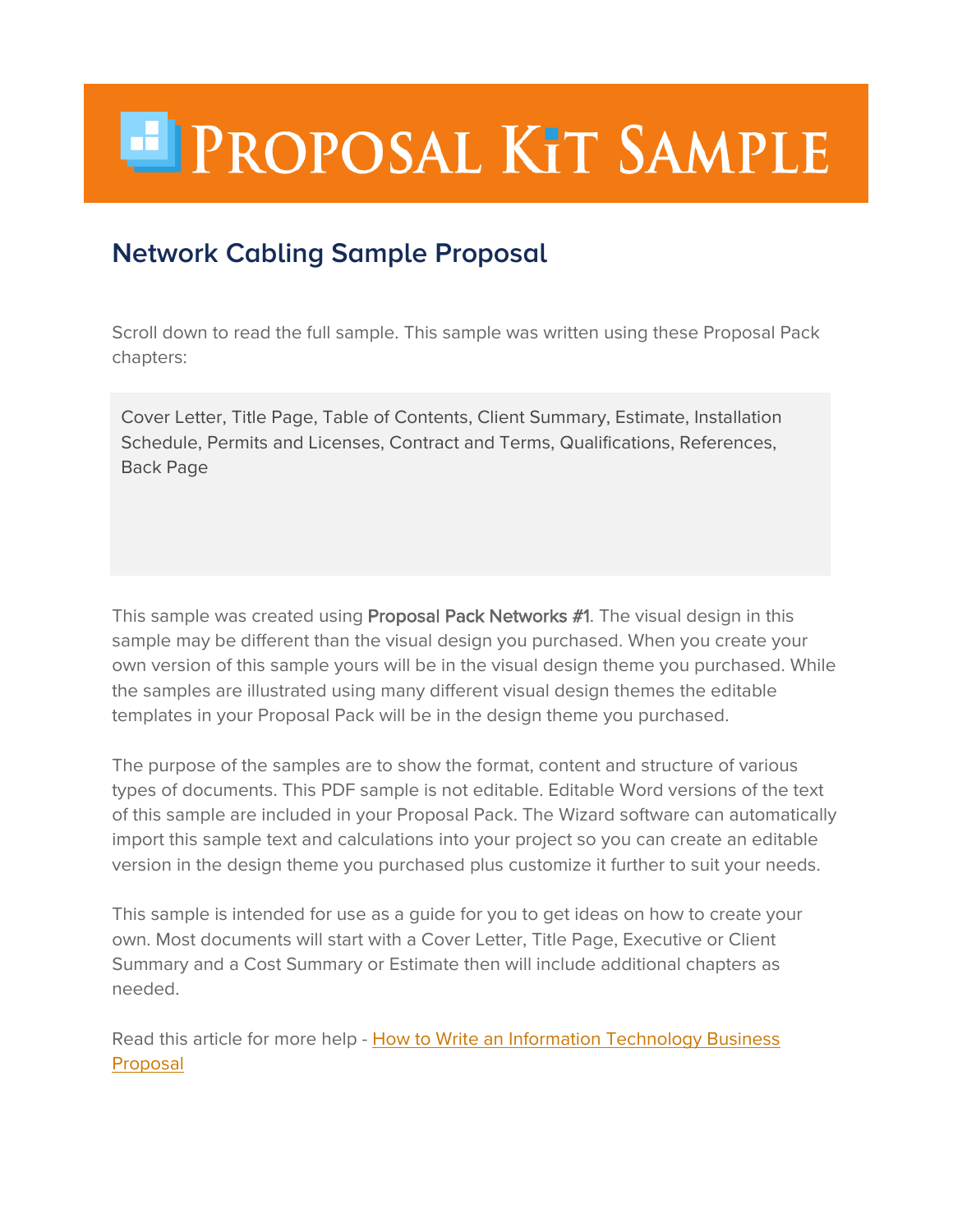# Proposal Kit Sample

## Network Cabling Sample Proposal

Scroll down to read the full sample. This sample was written using these Proposal Pack chapters:

Cover Letter, Title Page, Table of Contents, Client Summary, Estimate, Installation Schedule, Permits and Licenses, Contract and Terms, Qualifications, References, Back Page

This sample was created using **Proposal Pack Networks #1**. The visual design in this sample may be different than the visual design you purchased. When you create your own version of this sample yours will be in the visual design theme you purchased. While the samples are illustrated using many different visual design themes the editable templates in your Proposal Pack will be in the design theme you purchased.

The purpose of the samples are to show the format, content and structure of various types of documents. This PDF sample is not editable. Editable Word versions of the text of this sample are included in your Proposal Pack. The Wizard software can automatically import this sample text and calculations into your project so you can create an editable version in the design theme you purchased plus customize it further to suit your needs.

This sample is intended for use as a guide for you to get ideas on how to create your own. Most documents will start with a Cover Letter, Title Page, Executive or Client Summary and a Cost Summary or Estimate then will include additional chapters as needed.

Read this article for more help - How to Write an Information Technology Business Proposal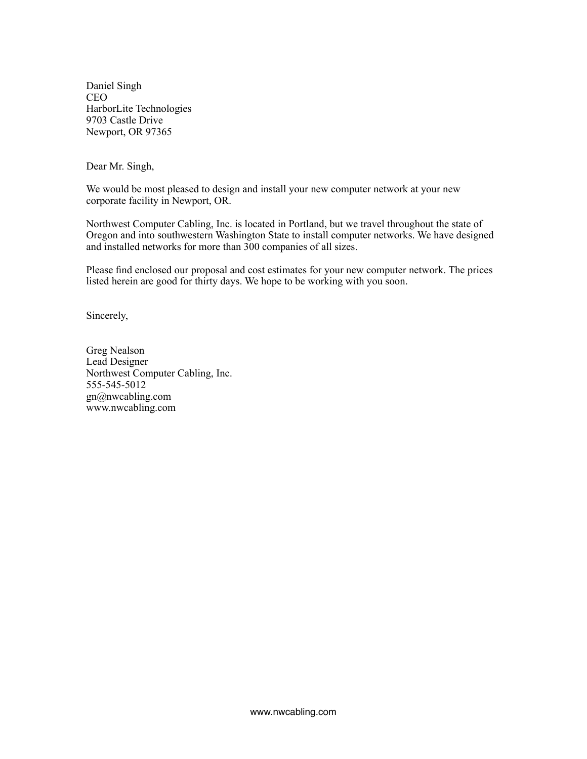Daniel Singh
CEO
HarborLite Technologies
9703 Castle Drive
Newport, OR 97365

Dear Mr. Singh,

We would be most pleased to design and install your new computer network at your new corporate facility in Newport, OR.

Northwest Computer Cabling, Inc. is located in Portland, but we travel throughout the state of Oregon and into southwestern Washington State to install computer networks. We have designed and installed networks for more than 300 companies of all sizes.

Please find enclosed our proposal and cost estimates for your new computer network. The prices listed herein are good for thirty days. We hope to be working with you soon.

Sincerely,

Greg Nealson
Lead Designer
Northwest Computer Cabling, Inc.
555-545-5012
gn@nwcabling.com
www.nwcabling.com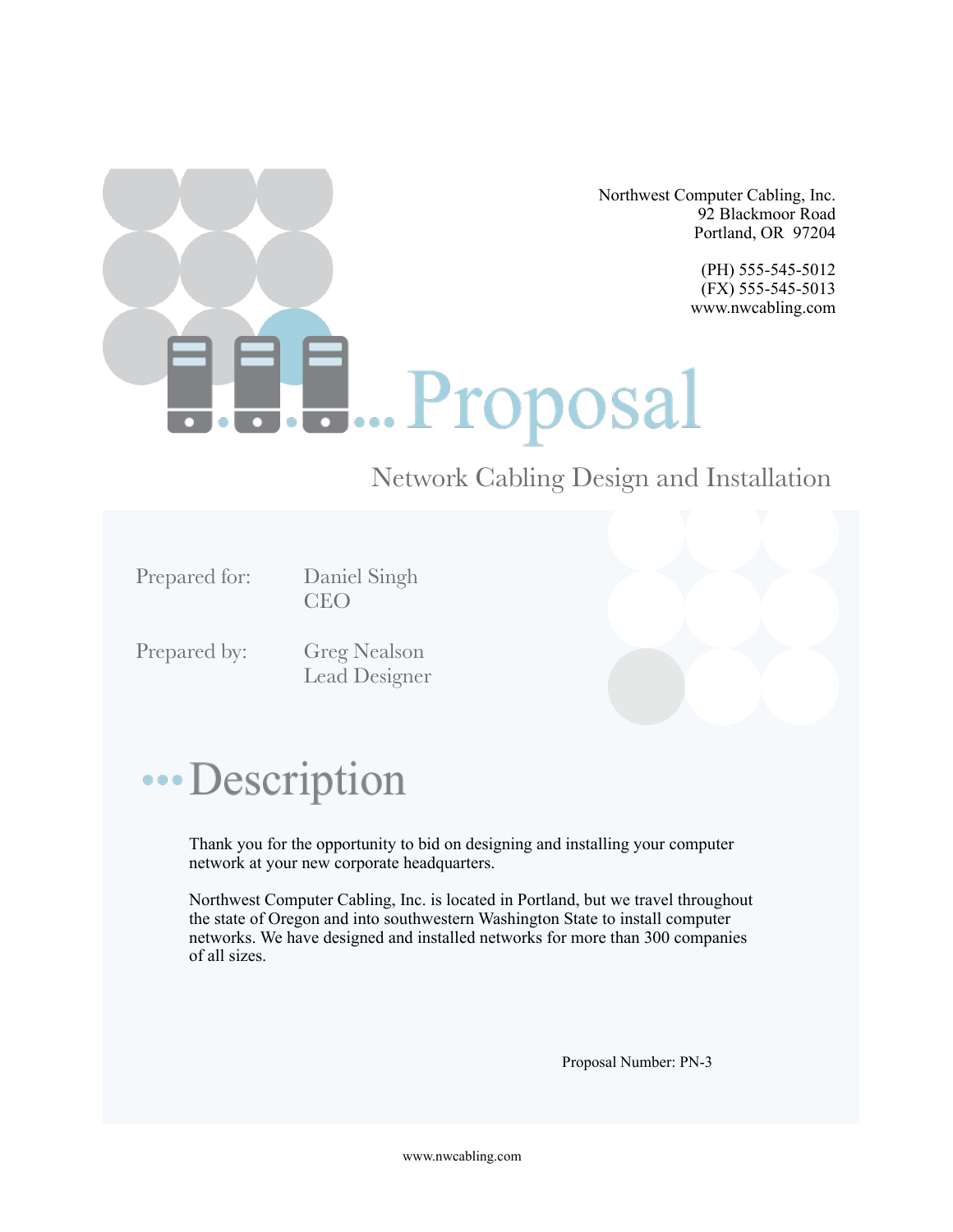Northwest Computer Cabling, Inc.
92 Blackmoor Road
Portland, OR 97204

(PH) 555-545-5012
(FX) 555-545-5013
www.nwcabling.com

# Proposal

## Network Cabling Design and Installation

| | |
|---|---|
| Prepared for: | Daniel Singh<br>CEO |
| Prepared by: | Greg Nealson<br>Lead Designer |

## Description

Thank you for the opportunity to bid on designing and installing your computer network at your new corporate headquarters.

Northwest Computer Cabling, Inc. is located in Portland, but we travel throughout the state of Oregon and into southwestern Washington State to install computer networks. We have designed and installed networks for more than 300 companies of all sizes.

Proposal Number: PN-3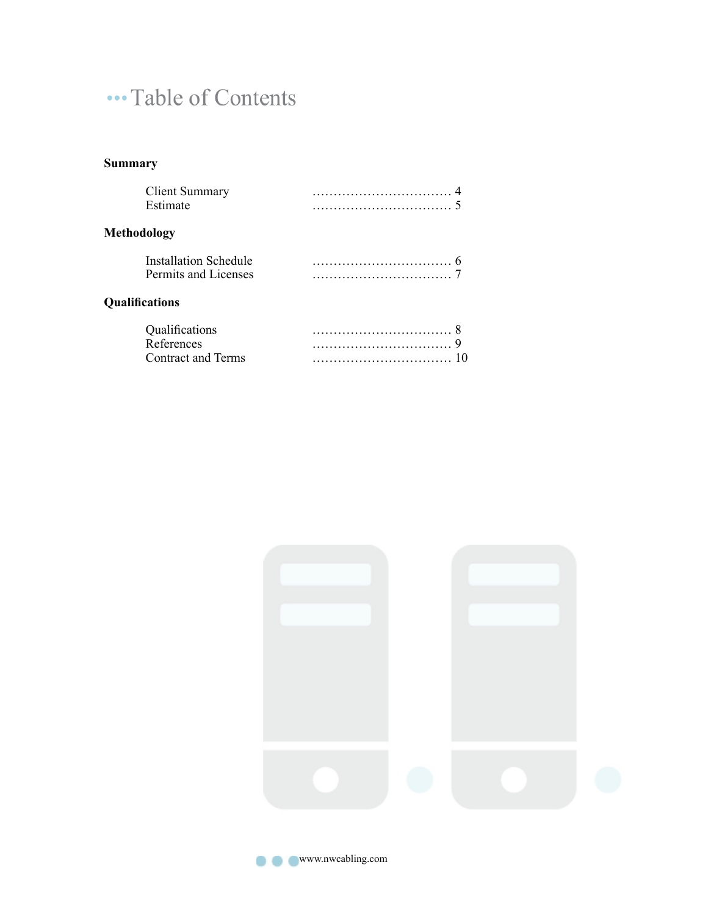# Table of Contents

**Summary**

| | |
|---|---|
| Client Summary | 4 |
| Estimate | 5 |

**Methodology**

| | |
|---|---|
| Installation Schedule | 6 |
| Permits and Licenses | 7 |

**Qualifications**

| | |
|---|---|
| Qualifications | 8 |
| References | 9 |
| Contract and Terms | 10 |

www.nwcabling.com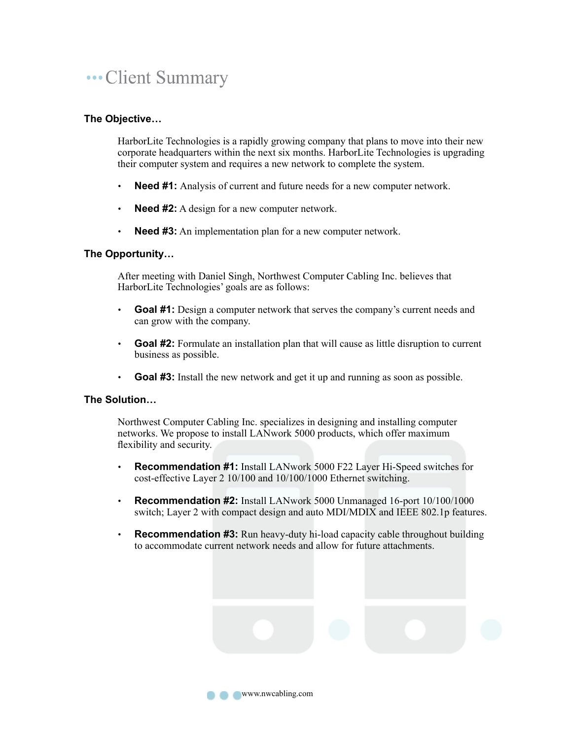# Client Summary

### The Objective…

HarborLite Technologies is a rapidly growing company that plans to move into their new corporate headquarters within the next six months. HarborLite Technologies is upgrading their computer system and requires a new network to complete the system.

- **Need #1:** Analysis of current and future needs for a new computer network.
- **Need #2:** A design for a new computer network.
- **Need #3:** An implementation plan for a new computer network.

### The Opportunity…

After meeting with Daniel Singh, Northwest Computer Cabling Inc. believes that HarborLite Technologies' goals are as follows:

- **Goal #1:** Design a computer network that serves the company's current needs and can grow with the company.
- **Goal #2:** Formulate an installation plan that will cause as little disruption to current business as possible.
- **Goal #3:** Install the new network and get it up and running as soon as possible.

### The Solution…

Northwest Computer Cabling Inc. specializes in designing and installing computer networks. We propose to install LANwork 5000 products, which offer maximum flexibility and security.

- **Recommendation #1:** Install LANwork 5000 F22 Layer Hi-Speed switches for cost-effective Layer 2 10/100 and 10/100/1000 Ethernet switching.
- **Recommendation #2:** Install LANwork 5000 Unmanaged 16-port 10/100/1000 switch; Layer 2 with compact design and auto MDI/MDIX and IEEE 802.1p features.
- **Recommendation #3:** Run heavy-duty hi-load capacity cable throughout building to accommodate current network needs and allow for future attachments.

www.nwcabling.com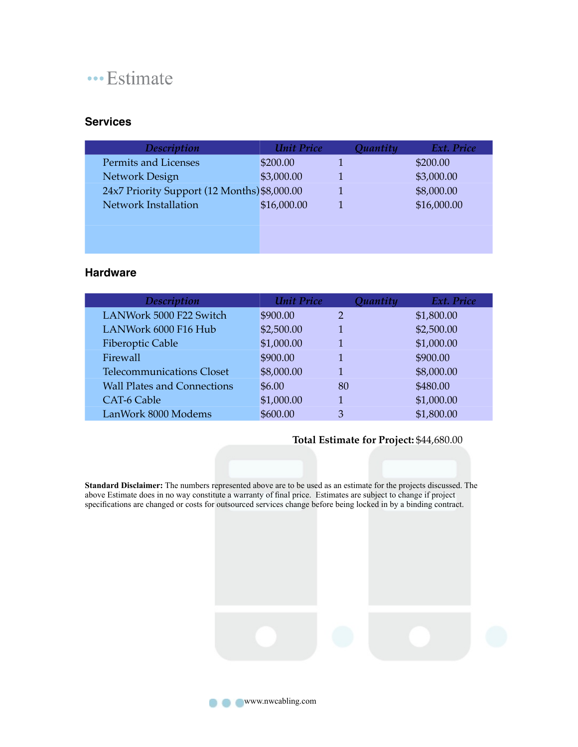# Estimate

## Services

| Description | Unit Price | Quantity | Ext. Price |
|---|---|---|---|
| Permits and Licenses | $200.00 | 1 | $200.00 |
| Network Design | $3,000.00 | 1 | $3,000.00 |
| 24x7 Priority Support (12 Months) | $8,000.00 | 1 | $8,000.00 |
| Network Installation | $16,000.00 | 1 | $16,000.00 |

## Hardware

| Description | Unit Price | Quantity | Ext. Price |
|---|---|---|---|
| LANWork 5000 F22 Switch | $900.00 | 2 | $1,800.00 |
| LANWork 6000 F16 Hub | $2,500.00 | 1 | $2,500.00 |
| Fiberoptic Cable | $1,000.00 | 1 | $1,000.00 |
| Firewall | $900.00 | 1 | $900.00 |
| Telecommunications Closet | $8,000.00 | 1 | $8,000.00 |
| Wall Plates and Connections | $6.00 | 80 | $480.00 |
| CAT-6 Cable | $1,000.00 | 1 | $1,000.00 |
| LanWork 8000 Modems | $600.00 | 3 | $1,800.00 |

**Total Estimate for Project:** $44,680.00

**Standard Disclaimer:** The numbers represented above are to be used as an estimate for the projects discussed. The above Estimate does in no way constitute a warranty of final price. Estimates are subject to change if project specifications are changed or costs for outsourced services change before being locked in by a binding contract.

www.nwcabling.com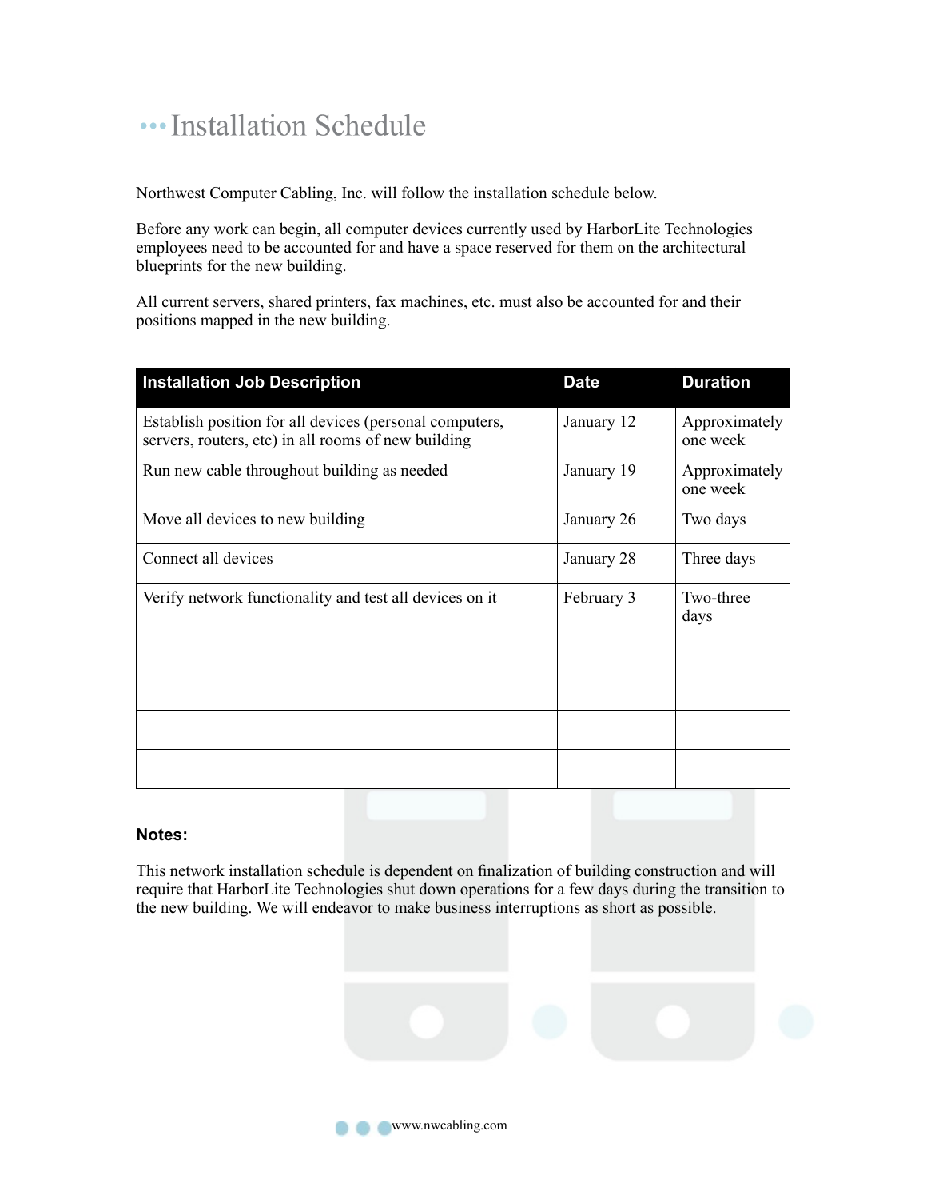# Installation Schedule

Northwest Computer Cabling, Inc. will follow the installation schedule below.

Before any work can begin, all computer devices currently used by HarborLite Technologies employees need to be accounted for and have a space reserved for them on the architectural blueprints for the new building.

All current servers, shared printers, fax machines, etc. must also be accounted for and their positions mapped in the new building.

| Installation Job Description | Date | Duration |
| --- | --- | --- |
| Establish position for all devices (personal computers, servers, routers, etc) in all rooms of new building | January 12 | Approximately one week |
| Run new cable throughout building as needed | January 19 | Approximately one week |
| Move all devices to new building | January 26 | Two days |
| Connect all devices | January 28 | Three days |
| Verify network functionality and test all devices on it | February 3 | Two-three days |
| | | |
| | | |
| | | |
| | | |

**Notes:**

This network installation schedule is dependent on finalization of building construction and will require that HarborLite Technologies shut down operations for a few days during the transition to the new building. We will endeavor to make business interruptions as short as possible.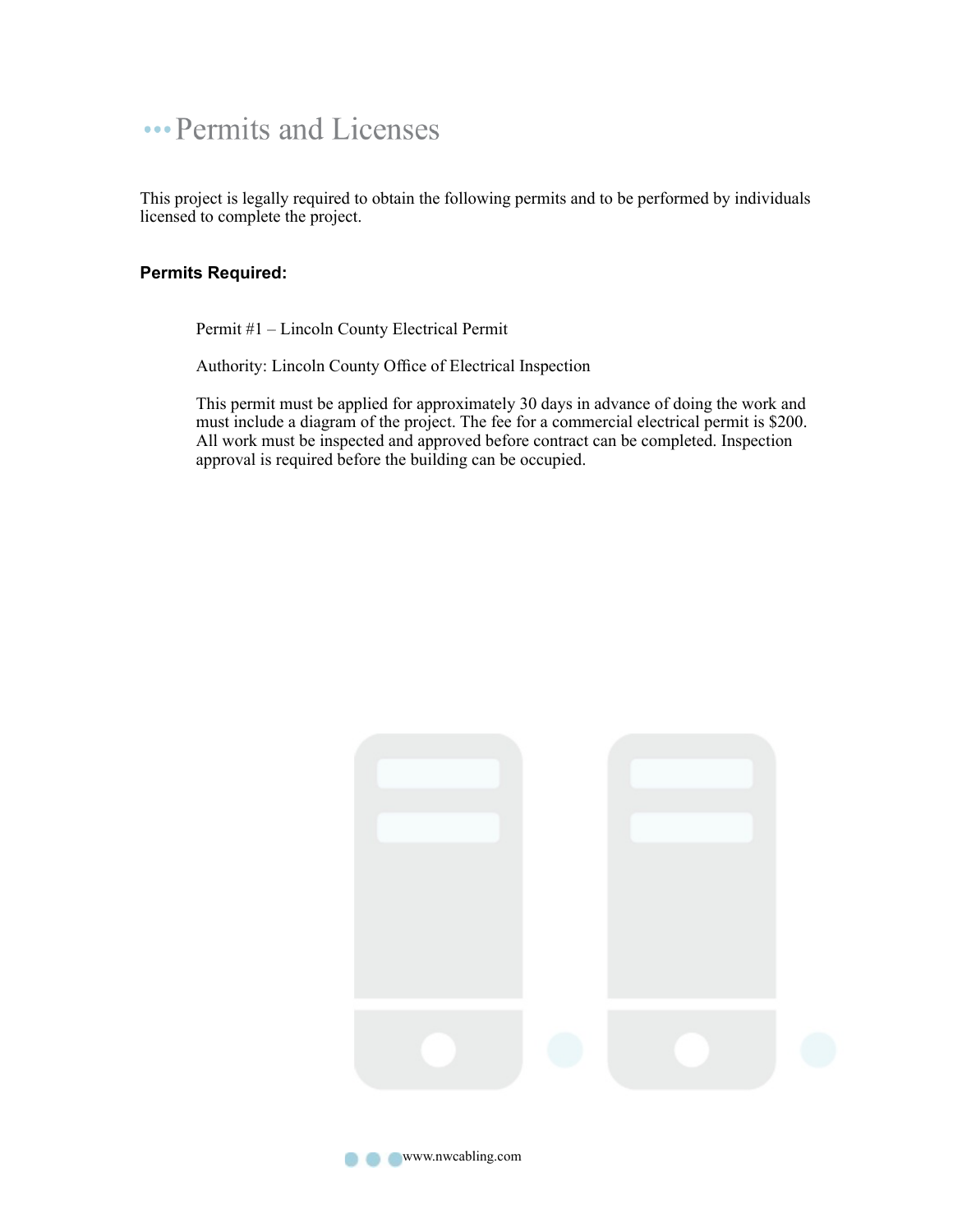# Permits and Licenses

This project is legally required to obtain the following permits and to be performed by individuals licensed to complete the project.

**Permits Required:**

Permit #1 – Lincoln County Electrical Permit

Authority: Lincoln County Office of Electrical Inspection

This permit must be applied for approximately 30 days in advance of doing the work and must include a diagram of the project. The fee for a commercial electrical permit is $200. All work must be inspected and approved before contract can be completed. Inspection approval is required before the building can be occupied.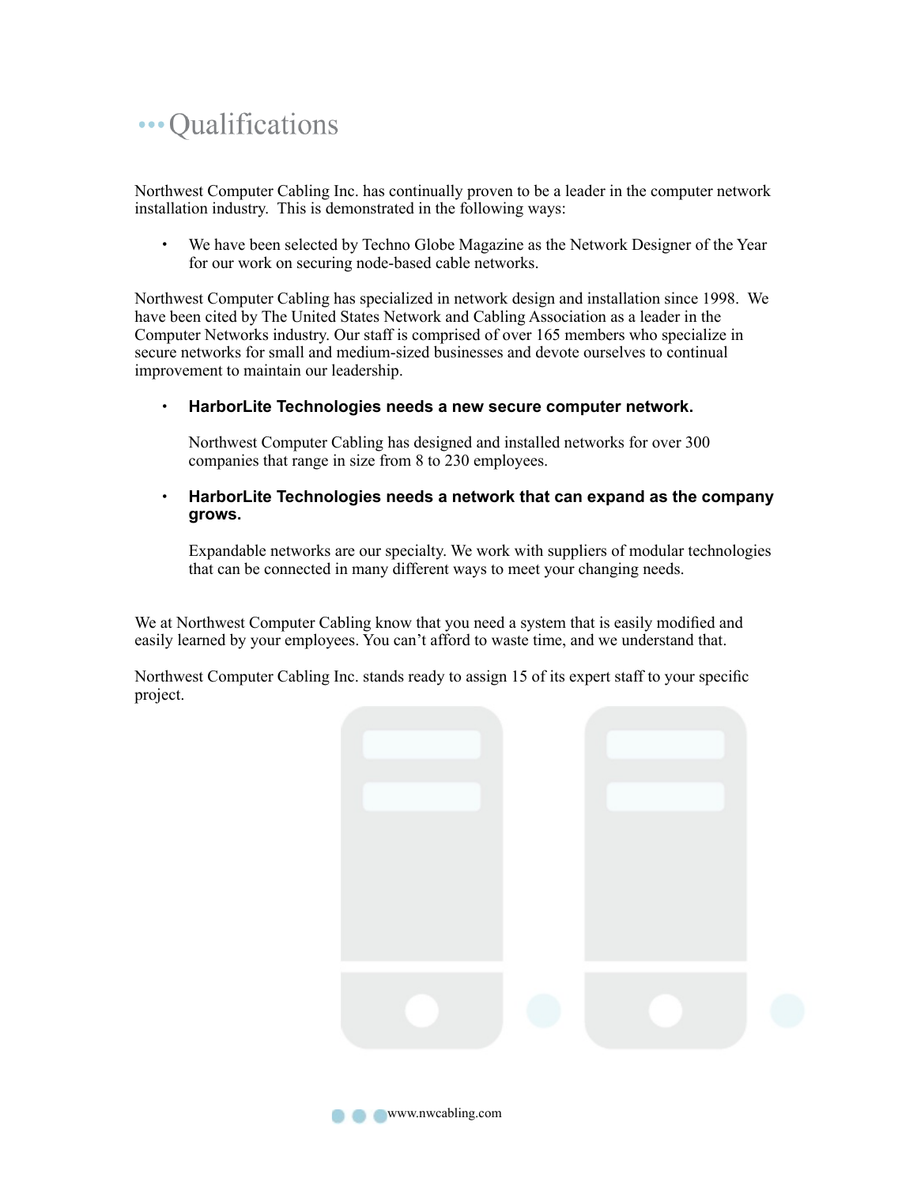# Qualifications

Northwest Computer Cabling Inc. has continually proven to be a leader in the computer network installation industry. This is demonstrated in the following ways:

- We have been selected by Techno Globe Magazine as the Network Designer of the Year for our work on securing node-based cable networks.

Northwest Computer Cabling has specialized in network design and installation since 1998. We have been cited by The United States Network and Cabling Association as a leader in the Computer Networks industry. Our staff is comprised of over 165 members who specialize in secure networks for small and medium-sized businesses and devote ourselves to continual improvement to maintain our leadership.

- **HarborLite Technologies needs a new secure computer network.**

  Northwest Computer Cabling has designed and installed networks for over 300 companies that range in size from 8 to 230 employees.

- **HarborLite Technologies needs a network that can expand as the company grows.**

  Expandable networks are our specialty. We work with suppliers of modular technologies that can be connected in many different ways to meet your changing needs.

We at Northwest Computer Cabling know that you need a system that is easily modified and easily learned by your employees. You can't afford to waste time, and we understand that.

Northwest Computer Cabling Inc. stands ready to assign 15 of its expert staff to your specific project.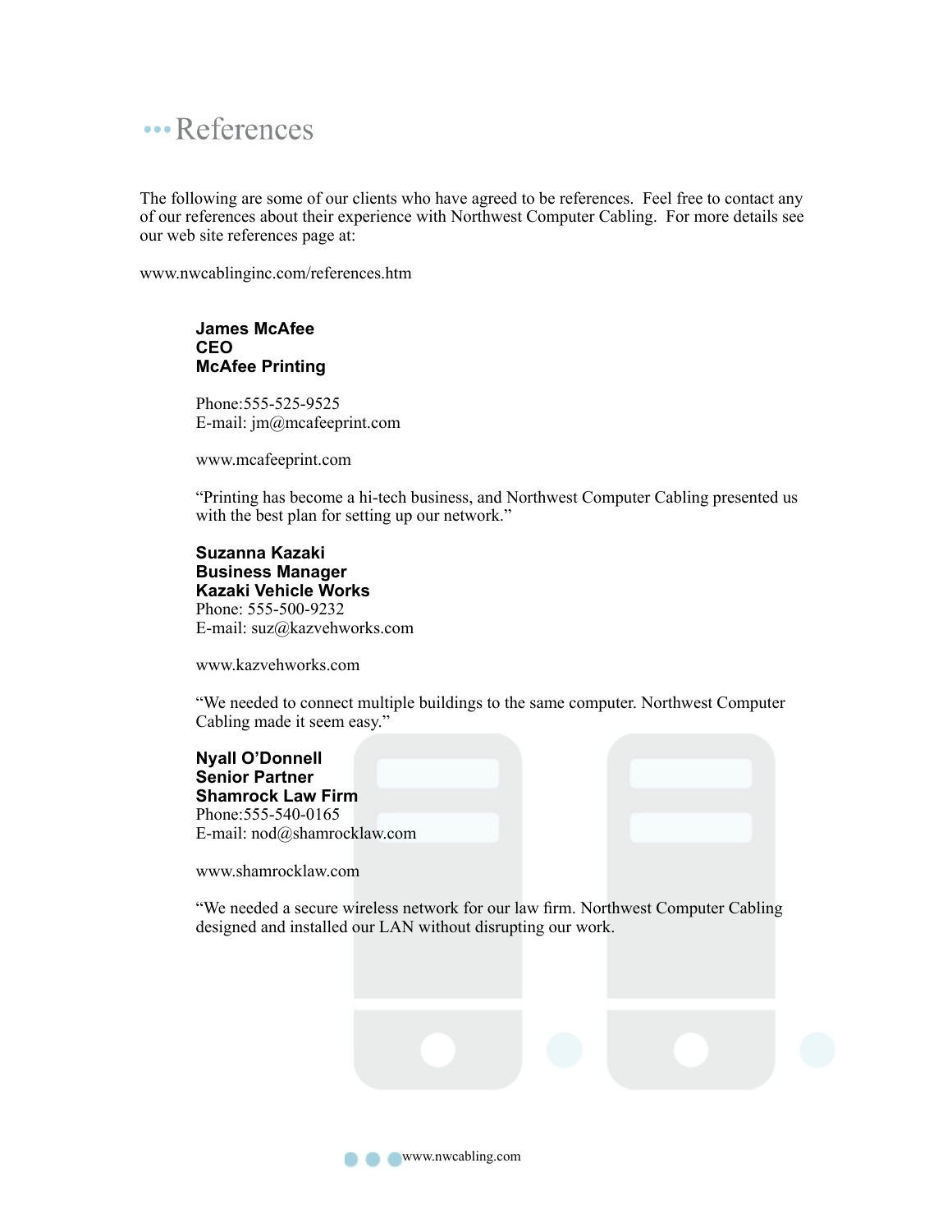# References

The following are some of our clients who have agreed to be references. Feel free to contact any of our references about their experience with Northwest Computer Cabling. For more details see our web site references page at:

www.nwcablinginc.com/references.htm

**James McAfee**
**CEO**
**McAfee Printing**

Phone:555-525-9525
E-mail: jm@mcafeeprint.com

www.mcafeeprint.com

"Printing has become a hi-tech business, and Northwest Computer Cabling presented us with the best plan for setting up our network."

**Suzanna Kazaki**
**Business Manager**
**Kazaki Vehicle Works**
Phone: 555-500-9232
E-mail: suz@kazvehworks.com

www.kazvehworks.com

"We needed to connect multiple buildings to the same computer. Northwest Computer Cabling made it seem easy."

**Nyall O'Donnell**
**Senior Partner**
**Shamrock Law Firm**
Phone:555-540-0165
E-mail: nod@shamrocklaw.com

www.shamrocklaw.com

"We needed a secure wireless network for our law firm. Northwest Computer Cabling designed and installed our LAN without disrupting our work.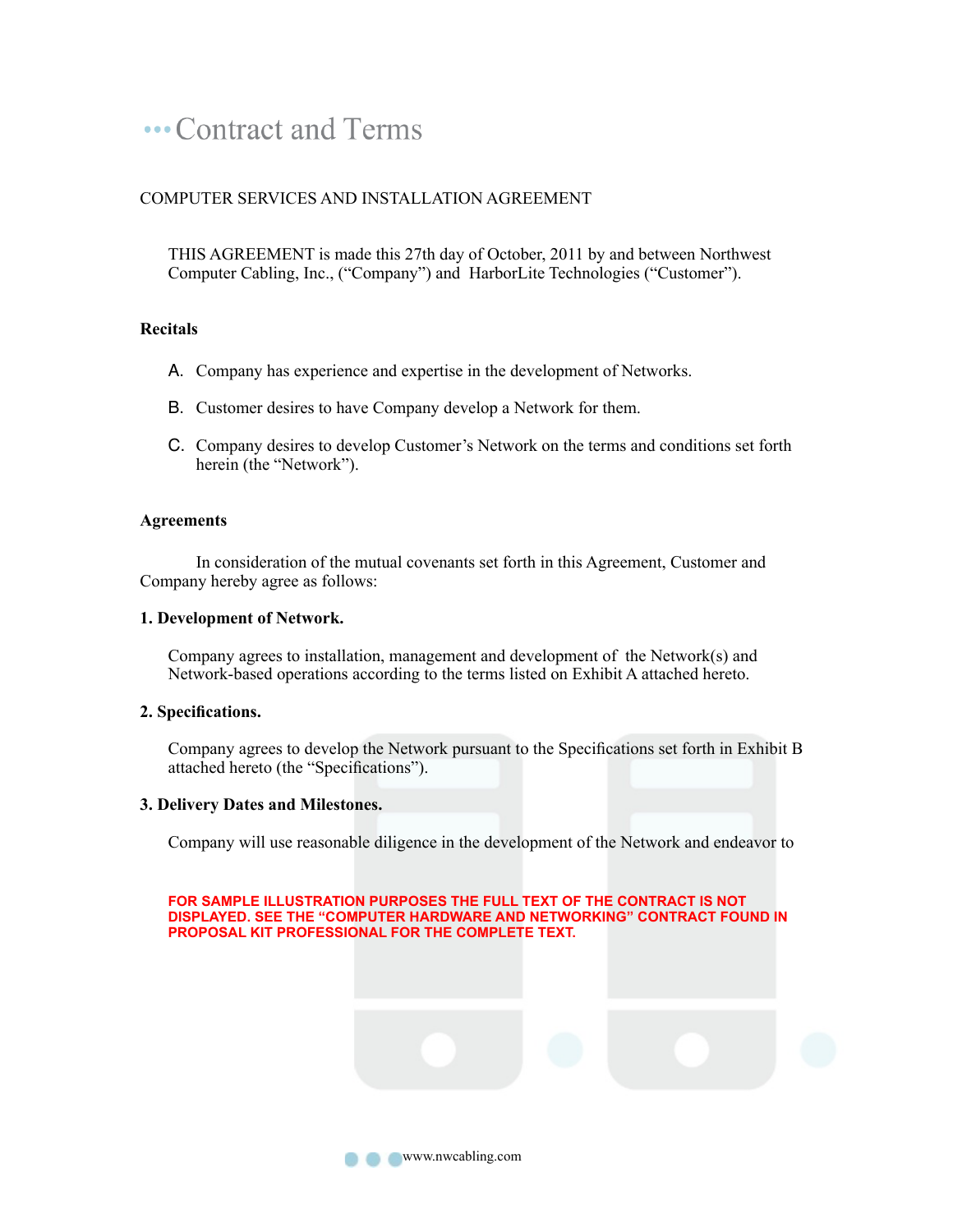# Contract and Terms

COMPUTER SERVICES AND INSTALLATION AGREEMENT

THIS AGREEMENT is made this 27th day of October, 2011 by and between Northwest Computer Cabling, Inc., ("Company") and HarborLite Technologies ("Customer").

**Recitals**

A. Company has experience and expertise in the development of Networks.

B. Customer desires to have Company develop a Network for them.

C. Company desires to develop Customer's Network on the terms and conditions set forth herein (the "Network").

**Agreements**

In consideration of the mutual covenants set forth in this Agreement, Customer and Company hereby agree as follows:

**1. Development of Network.**

Company agrees to installation, management and development of the Network(s) and Network-based operations according to the terms listed on Exhibit A attached hereto.

**2. Specifications.**

Company agrees to develop the Network pursuant to the Specifications set forth in Exhibit B attached hereto (the "Specifications").

**3. Delivery Dates and Milestones.**

Company will use reasonable diligence in the development of the Network and endeavor to

**FOR SAMPLE ILLUSTRATION PURPOSES THE FULL TEXT OF THE CONTRACT IS NOT DISPLAYED. SEE THE "COMPUTER HARDWARE AND NETWORKING" CONTRACT FOUND IN PROPOSAL KIT PROFESSIONAL FOR THE COMPLETE TEXT.**

www.nwcabling.com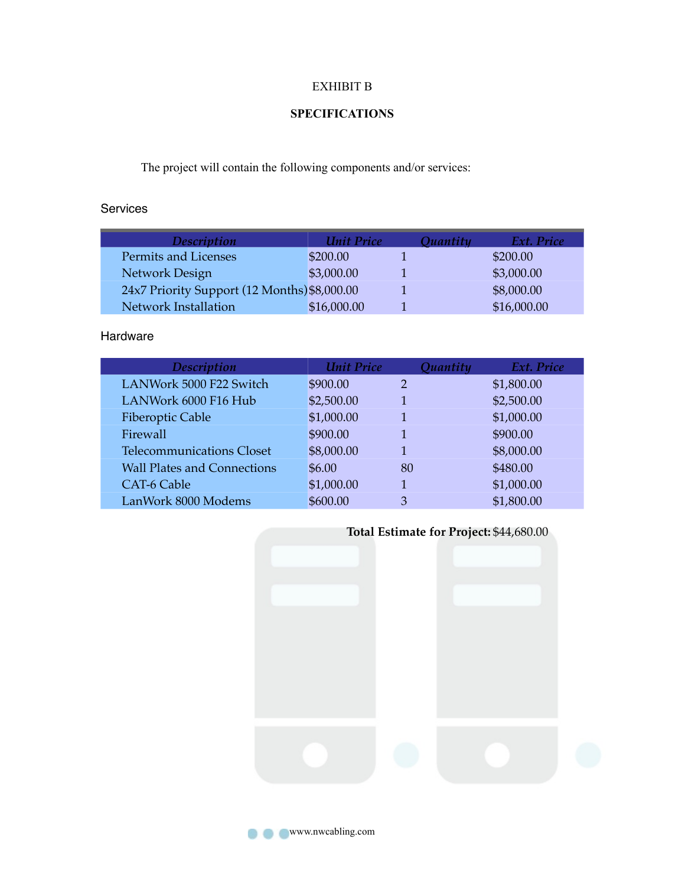EXHIBIT B

**SPECIFICATIONS**

The project will contain the following components and/or services:

Services

| *Description* | *Unit Price* | *Quantity* | *Ext. Price* |
|---|---|---|---|
| Permits and Licenses | $200.00 | 1 | $200.00 |
| Network Design | $3,000.00 | 1 | $3,000.00 |
| 24x7 Priority Support (12 Months) | $8,000.00 | 1 | $8,000.00 |
| Network Installation | $16,000.00 | 1 | $16,000.00 |

Hardware

| *Description* | *Unit Price* | *Quantity* | *Ext. Price* |
|---|---|---|---|
| LANWork 5000 F22 Switch | $900.00 | 2 | $1,800.00 |
| LANWork 6000 F16 Hub | $2,500.00 | 1 | $2,500.00 |
| Fiberoptic Cable | $1,000.00 | 1 | $1,000.00 |
| Firewall | $900.00 | 1 | $900.00 |
| Telecommunications Closet | $8,000.00 | 1 | $8,000.00 |
| Wall Plates and Connections | $6.00 | 80 | $480.00 |
| CAT-6 Cable | $1,000.00 | 1 | $1,000.00 |
| LanWork 8000 Modems | $600.00 | 3 | $1,800.00 |

**Total Estimate for Project:** $44,680.00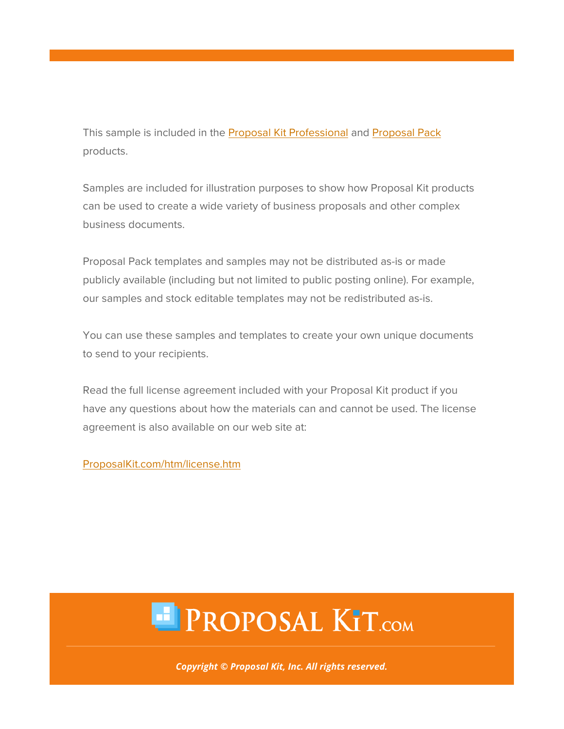This sample is included in the Proposal Kit Professional and Proposal Pack products.

Samples are included for illustration purposes to show how Proposal Kit products can be used to create a wide variety of business proposals and other complex business documents.

Proposal Pack templates and samples may not be distributed as-is or made publicly available (including but not limited to public posting online). For example, our samples and stock editable templates may not be redistributed as-is.

You can use these samples and templates to create your own unique documents to send to your recipients.

Read the full license agreement included with your Proposal Kit product if you have any questions about how the materials can and cannot be used. The license agreement is also available on our web site at:

ProposalKit.com/htm/license.htm

PROPOSAL KIT.COM

*Copyright © Proposal Kit, Inc. All rights reserved.*